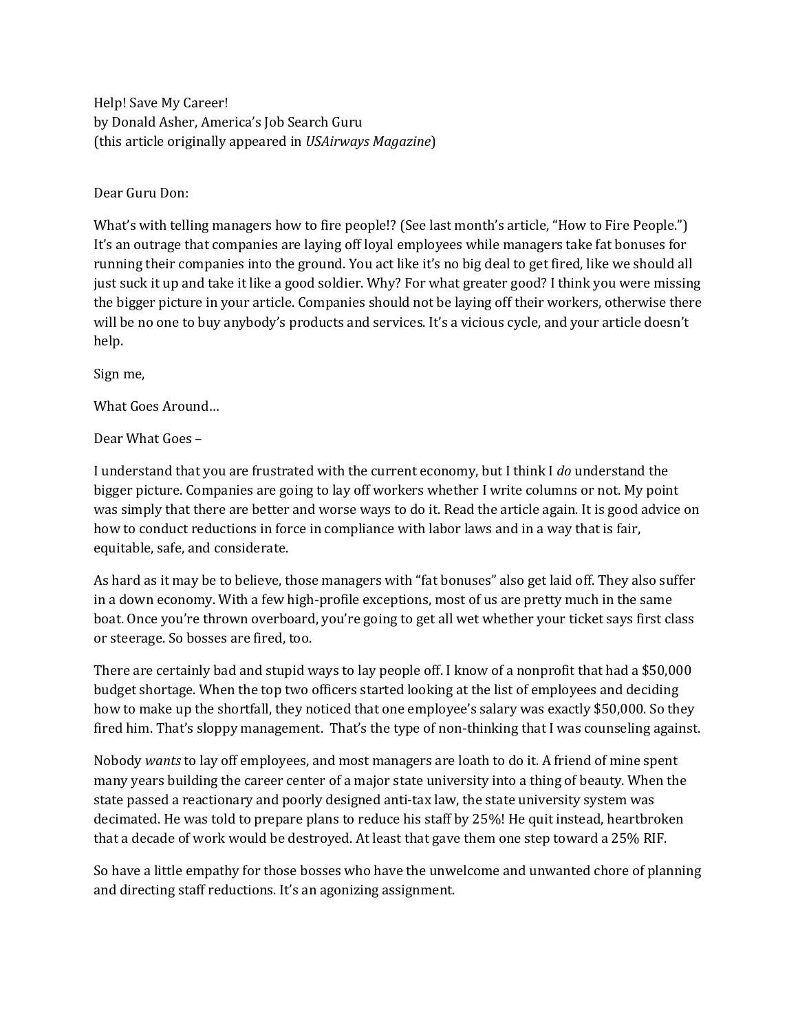Help! Save My Career!
by Donald Asher, America's Job Search Guru
(this article originally appeared in *USAirways Magazine*)

Dear Guru Don:

What's with telling managers how to fire people!? (See last month's article, "How to Fire People.") It's an outrage that companies are laying off loyal employees while managers take fat bonuses for running their companies into the ground. You act like it's no big deal to get fired, like we should all just suck it up and take it like a good soldier. Why? For what greater good? I think you were missing the bigger picture in your article. Companies should not be laying off their workers, otherwise there will be no one to buy anybody's products and services. It's a vicious cycle, and your article doesn't help.

Sign me,

What Goes Around…

Dear What Goes –

I understand that you are frustrated with the current economy, but I think I *do* understand the bigger picture. Companies are going to lay off workers whether I write columns or not. My point was simply that there are better and worse ways to do it. Read the article again. It is good advice on how to conduct reductions in force in compliance with labor laws and in a way that is fair, equitable, safe, and considerate.

As hard as it may be to believe, those managers with "fat bonuses" also get laid off. They also suffer in a down economy. With a few high-profile exceptions, most of us are pretty much in the same boat. Once you're thrown overboard, you're going to get all wet whether your ticket says first class or steerage. So bosses are fired, too.

There are certainly bad and stupid ways to lay people off. I know of a nonprofit that had a $50,000 budget shortage. When the top two officers started looking at the list of employees and deciding how to make up the shortfall, they noticed that one employee's salary was exactly $50,000. So they fired him. That's sloppy management. That's the type of non-thinking that I was counseling against.

Nobody *wants* to lay off employees, and most managers are loath to do it. A friend of mine spent many years building the career center of a major state university into a thing of beauty. When the state passed a reactionary and poorly designed anti-tax law, the state university system was decimated. He was told to prepare plans to reduce his staff by 25%! He quit instead, heartbroken that a decade of work would be destroyed. At least that gave them one step toward a 25% RIF.

So have a little empathy for those bosses who have the unwelcome and unwanted chore of planning and directing staff reductions. It's an agonizing assignment.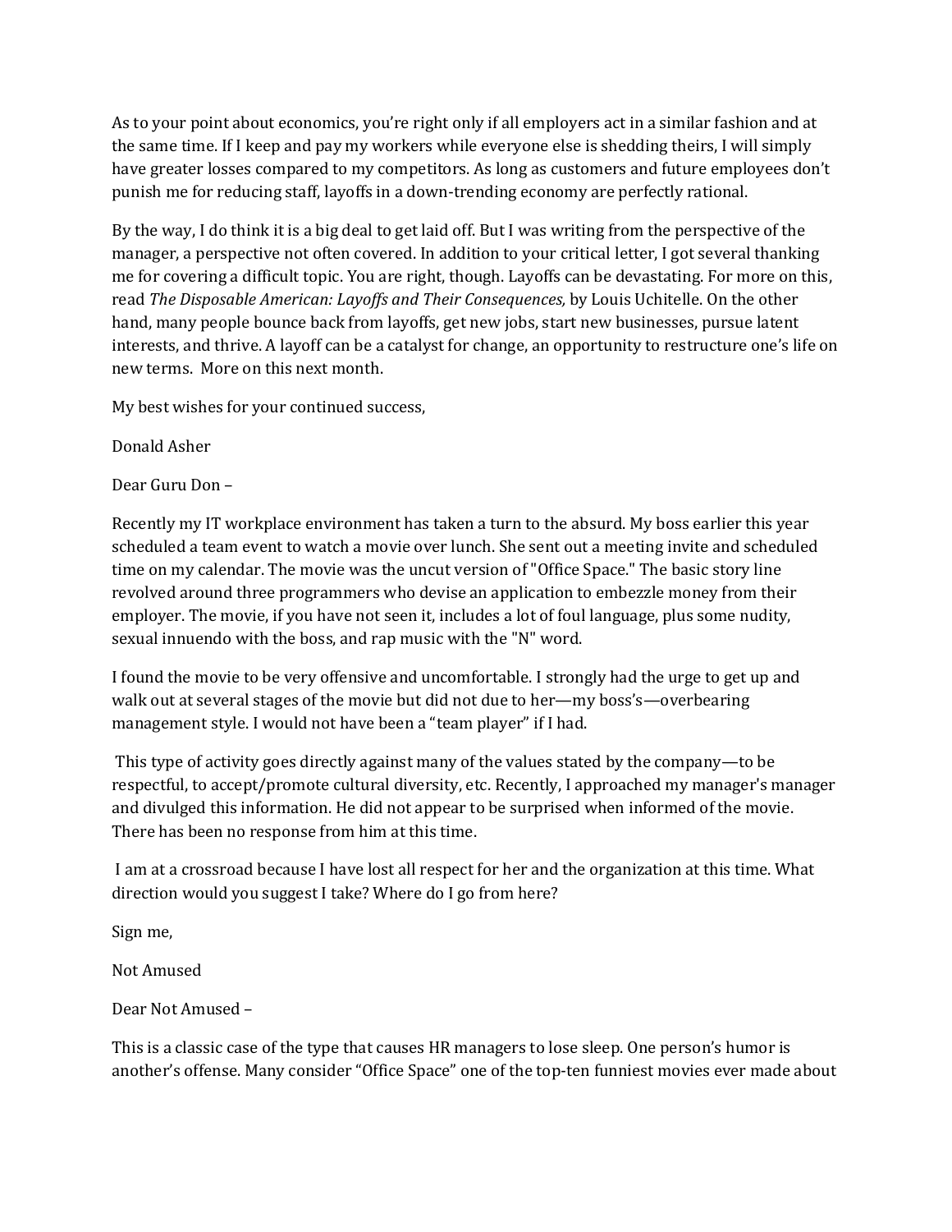As to your point about economics, you're right only if all employers act in a similar fashion and at the same time. If I keep and pay my workers while everyone else is shedding theirs, I will simply have greater losses compared to my competitors. As long as customers and future employees don't punish me for reducing staff, layoffs in a down-trending economy are perfectly rational.

By the way, I do think it is a big deal to get laid off. But I was writing from the perspective of the manager, a perspective not often covered. In addition to your critical letter, I got several thanking me for covering a difficult topic. You are right, though. Layoffs can be devastating. For more on this, read *The Disposable American: Layoffs and Their Consequences,* by Louis Uchitelle. On the other hand, many people bounce back from layoffs, get new jobs, start new businesses, pursue latent interests, and thrive. A layoff can be a catalyst for change, an opportunity to restructure one's life on new terms. More on this next month.

My best wishes for your continued success,

Donald Asher

Dear Guru Don –

Recently my IT workplace environment has taken a turn to the absurd. My boss earlier this year scheduled a team event to watch a movie over lunch. She sent out a meeting invite and scheduled time on my calendar. The movie was the uncut version of "Office Space." The basic story line revolved around three programmers who devise an application to embezzle money from their employer. The movie, if you have not seen it, includes a lot of foul language, plus some nudity, sexual innuendo with the boss, and rap music with the "N" word.

I found the movie to be very offensive and uncomfortable. I strongly had the urge to get up and walk out at several stages of the movie but did not due to her—my boss's—overbearing management style. I would not have been a "team player" if I had.

This type of activity goes directly against many of the values stated by the company—to be respectful, to accept/promote cultural diversity, etc. Recently, I approached my manager's manager and divulged this information. He did not appear to be surprised when informed of the movie. There has been no response from him at this time.

I am at a crossroad because I have lost all respect for her and the organization at this time. What direction would you suggest I take? Where do I go from here?

Sign me,

Not Amused

Dear Not Amused –

This is a classic case of the type that causes HR managers to lose sleep. One person's humor is another's offense. Many consider "Office Space" one of the top-ten funniest movies ever made about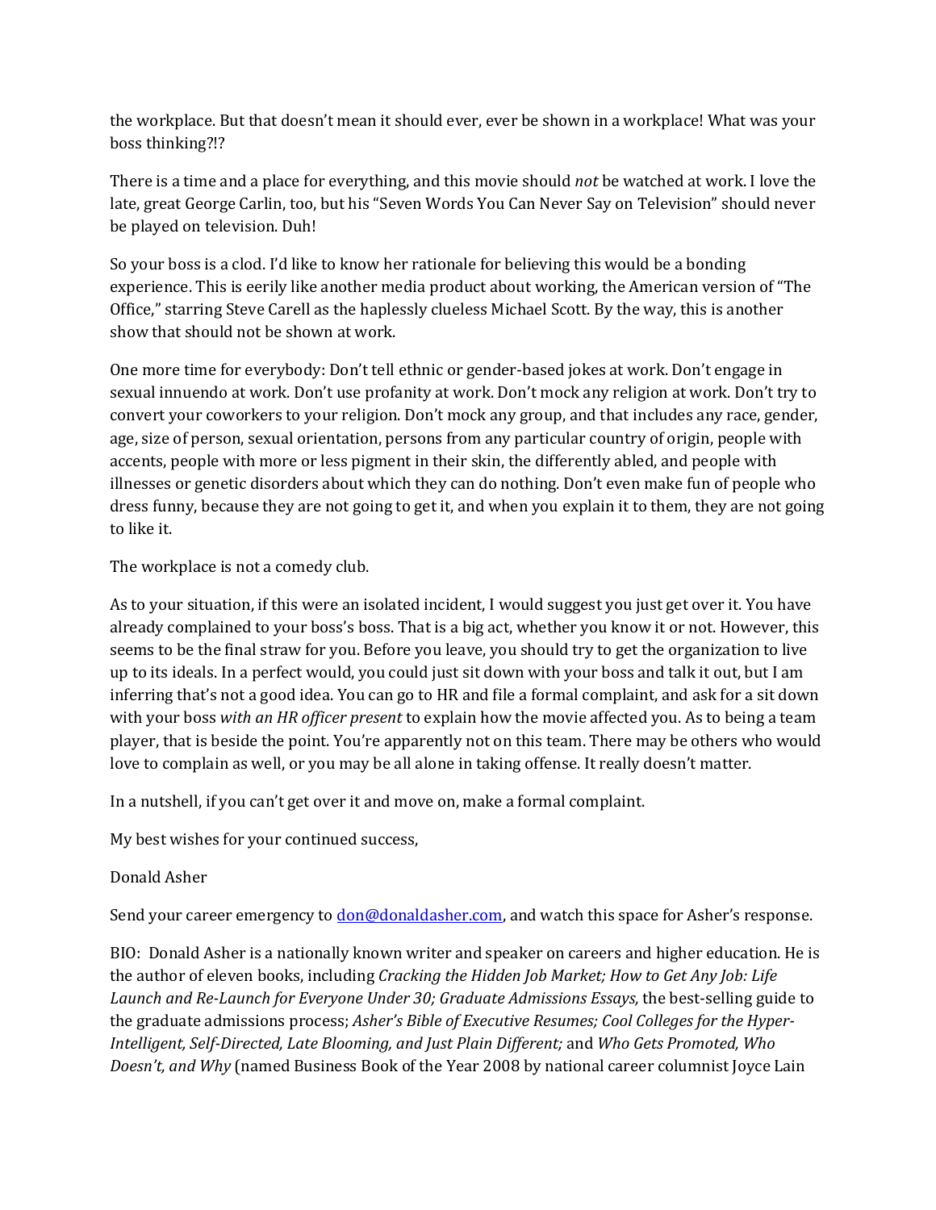the workplace. But that doesn't mean it should ever, ever be shown in a workplace! What was your boss thinking?!?

There is a time and a place for everything, and this movie should *not* be watched at work. I love the late, great George Carlin, too, but his "Seven Words You Can Never Say on Television" should never be played on television. Duh!

So your boss is a clod. I'd like to know her rationale for believing this would be a bonding experience. This is eerily like another media product about working, the American version of "The Office," starring Steve Carell as the haplessly clueless Michael Scott. By the way, this is another show that should not be shown at work.

One more time for everybody: Don't tell ethnic or gender-based jokes at work. Don't engage in sexual innuendo at work. Don't use profanity at work. Don't mock any religion at work. Don't try to convert your coworkers to your religion. Don't mock any group, and that includes any race, gender, age, size of person, sexual orientation, persons from any particular country of origin, people with accents, people with more or less pigment in their skin, the differently abled, and people with illnesses or genetic disorders about which they can do nothing. Don't even make fun of people who dress funny, because they are not going to get it, and when you explain it to them, they are not going to like it.

The workplace is not a comedy club.

As to your situation, if this were an isolated incident, I would suggest you just get over it. You have already complained to your boss's boss. That is a big act, whether you know it or not. However, this seems to be the final straw for you. Before you leave, you should try to get the organization to live up to its ideals. In a perfect would, you could just sit down with your boss and talk it out, but I am inferring that's not a good idea. You can go to HR and file a formal complaint, and ask for a sit down with your boss *with an HR officer present* to explain how the movie affected you. As to being a team player, that is beside the point. You're apparently not on this team. There may be others who would love to complain as well, or you may be all alone in taking offense. It really doesn't matter.

In a nutshell, if you can't get over it and move on, make a formal complaint.

My best wishes for your continued success,

Donald Asher

Send your career emergency to don@donaldasher.com, and watch this space for Asher's response.

BIO: Donald Asher is a nationally known writer and speaker on careers and higher education. He is the author of eleven books, including *Cracking the Hidden Job Market; How to Get Any Job: Life Launch and Re-Launch for Everyone Under 30; Graduate Admissions Essays,* the best-selling guide to the graduate admissions process; *Asher's Bible of Executive Resumes; Cool Colleges for the Hyper-Intelligent, Self-Directed, Late Blooming, and Just Plain Different;* and *Who Gets Promoted, Who Doesn't, and Why* (named Business Book of the Year 2008 by national career columnist Joyce Lain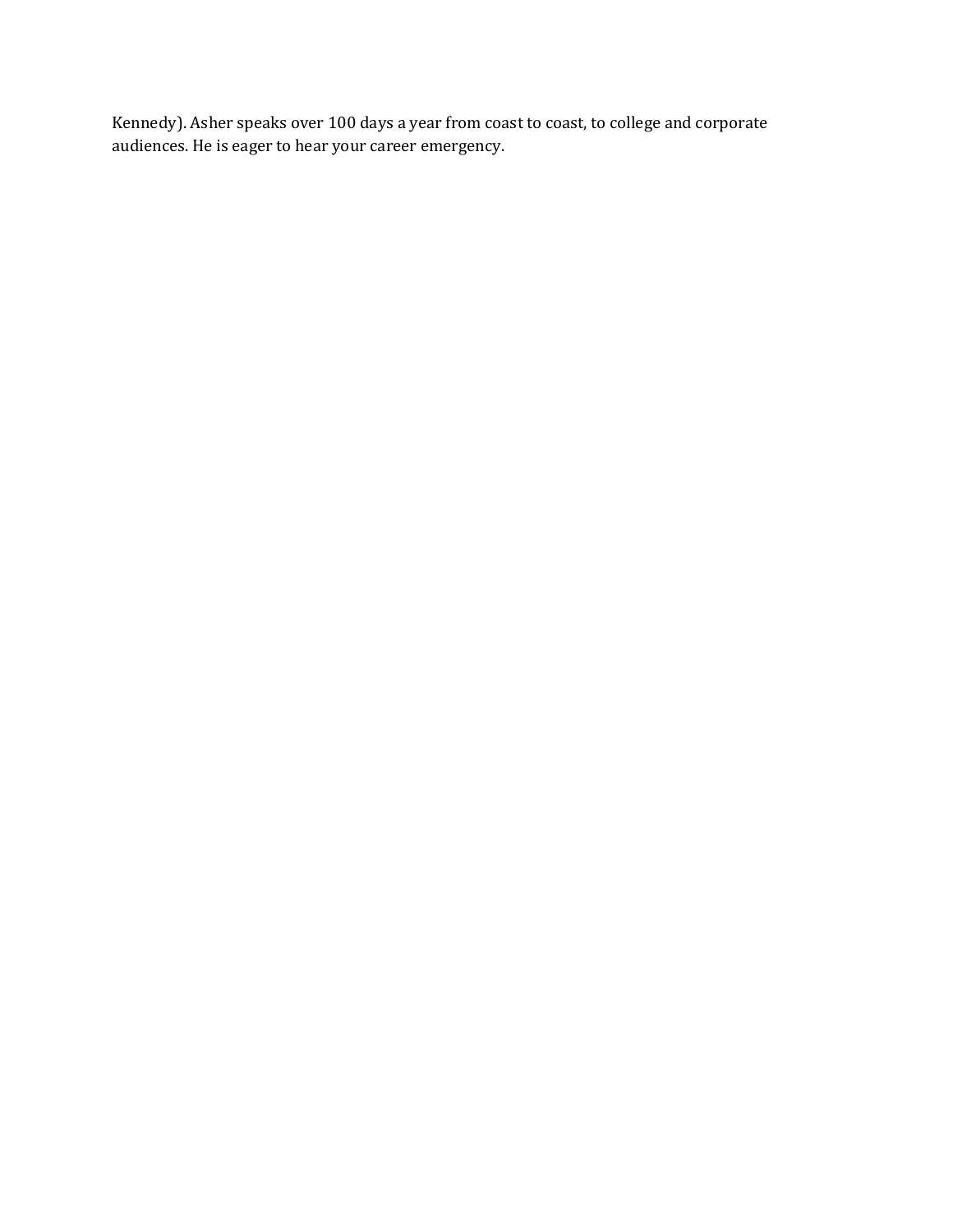Kennedy). Asher speaks over 100 days a year from coast to coast, to college and corporate audiences. He is eager to hear your career emergency.